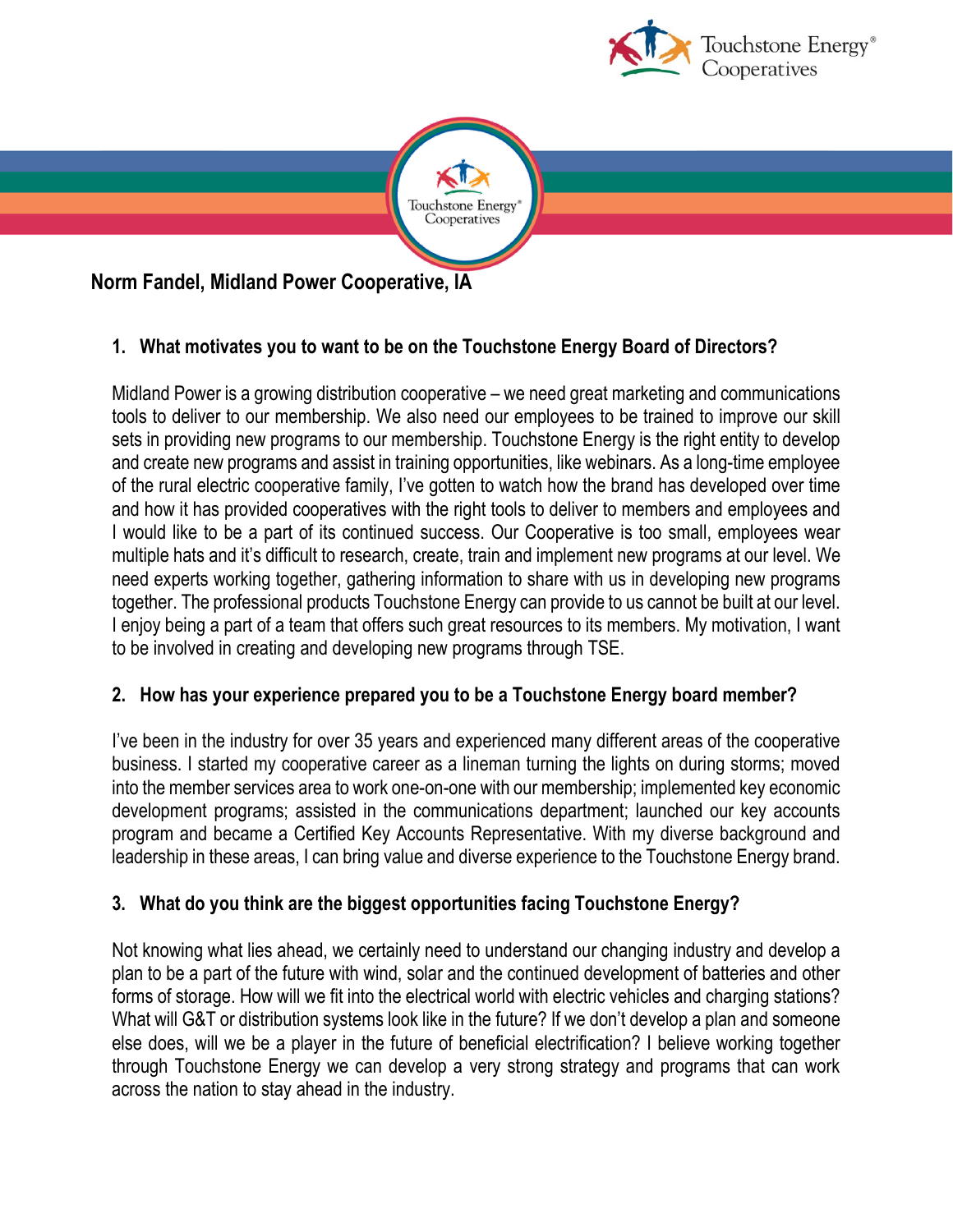## Norm Fandel, Midland Power Cooperative, IA

### 1. What motivates you to want to be on the Touchstone Energy Board of Directors?

Midland Power is a growing distribution cooperative – we need great marketing and communications tools to deliver to our membership. We also need our employees to be trained to improve our skill sets in providing new programs to our membership. Touchstone Energy is the right entity to develop and create new programs and assist in training opportunities, like webinars. As a long-time employee of the rural electric cooperative family, I've gotten to watch how the brand has developed over time and how it has provided cooperatives with the right tools to deliver to members and employees and I would like to be a part of its continued success. Our Cooperative is too small, employees wear multiple hats and it's difficult to research, create, train and implement new programs at our level. We need experts working together, gathering information to share with us in developing new programs together. The professional products Touchstone Energy can provide to us cannot be built at our level. I enjoy being a part of a team that offers such great resources to its members. My motivation, I want to be involved in creating and developing new programs through TSE.

### 2. How has your experience prepared you to be a Touchstone Energy board member?

I've been in the industry for over 35 years and experienced many different areas of the cooperative business. I started my cooperative career as a lineman turning the lights on during storms; moved into the member services area to work one-on-one with our membership; implemented key economic development programs; assisted in the communications department; launched our key accounts program and became a Certified Key Accounts Representative. With my diverse background and leadership in these areas, I can bring value and diverse experience to the Touchstone Energy brand.

### 3. What do you think are the biggest opportunities facing Touchstone Energy?

Not knowing what lies ahead, we certainly need to understand our changing industry and develop a plan to be a part of the future with wind, solar and the continued development of batteries and other forms of storage. How will we fit into the electrical world with electric vehicles and charging stations? What will G&T or distribution systems look like in the future? If we don't develop a plan and someone else does, will we be a player in the future of beneficial electrification? I believe working together through Touchstone Energy we can develop a very strong strategy and programs that can work across the nation to stay ahead in the industry.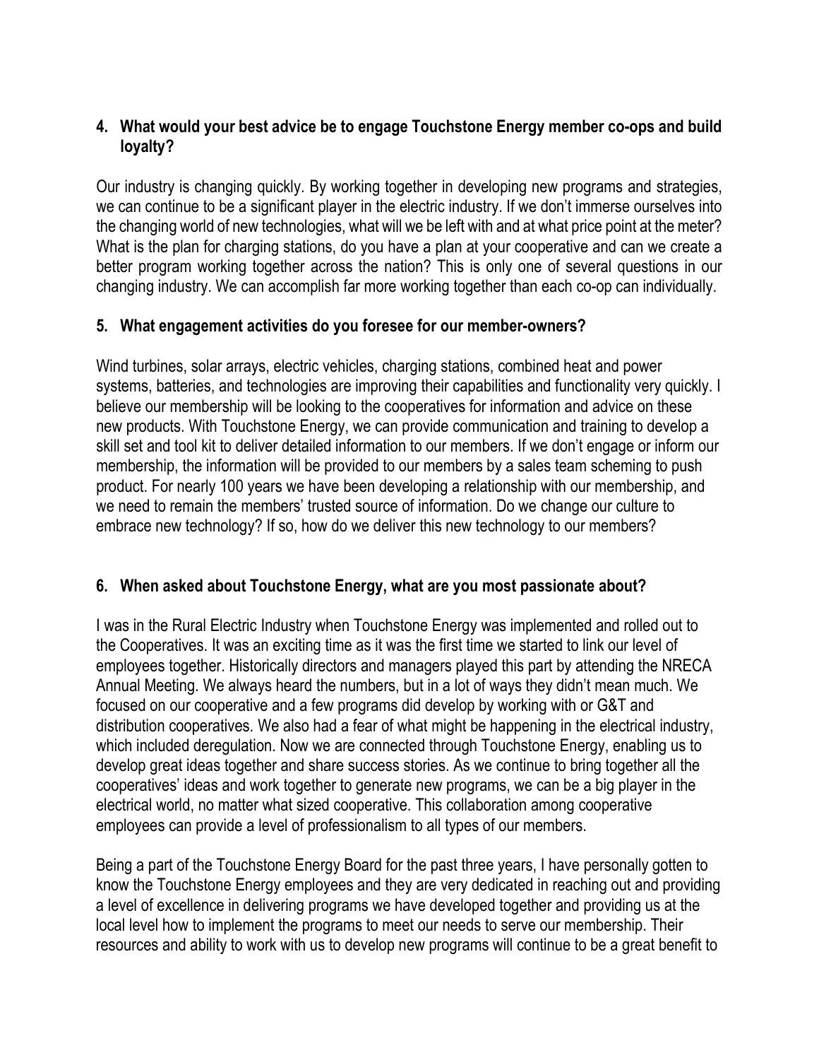**4. What would your best advice be to engage Touchstone Energy member co-ops and build loyalty?**

Our industry is changing quickly. By working together in developing new programs and strategies, we can continue to be a significant player in the electric industry. If we don't immerse ourselves into the changing world of new technologies, what will we be left with and at what price point at the meter? What is the plan for charging stations, do you have a plan at your cooperative and can we create a better program working together across the nation? This is only one of several questions in our changing industry. We can accomplish far more working together than each co-op can individually.

**5. What engagement activities do you foresee for our member-owners?**

Wind turbines, solar arrays, electric vehicles, charging stations, combined heat and power systems, batteries, and technologies are improving their capabilities and functionality very quickly. I believe our membership will be looking to the cooperatives for information and advice on these new products. With Touchstone Energy, we can provide communication and training to develop a skill set and tool kit to deliver detailed information to our members. If we don't engage or inform our membership, the information will be provided to our members by a sales team scheming to push product. For nearly 100 years we have been developing a relationship with our membership, and we need to remain the members' trusted source of information. Do we change our culture to embrace new technology? If so, how do we deliver this new technology to our members?

**6. When asked about Touchstone Energy, what are you most passionate about?**

I was in the Rural Electric Industry when Touchstone Energy was implemented and rolled out to the Cooperatives. It was an exciting time as it was the first time we started to link our level of employees together. Historically directors and managers played this part by attending the NRECA Annual Meeting. We always heard the numbers, but in a lot of ways they didn't mean much. We focused on our cooperative and a few programs did develop by working with or G&T and distribution cooperatives. We also had a fear of what might be happening in the electrical industry, which included deregulation. Now we are connected through Touchstone Energy, enabling us to develop great ideas together and share success stories. As we continue to bring together all the cooperatives' ideas and work together to generate new programs, we can be a big player in the electrical world, no matter what sized cooperative. This collaboration among cooperative employees can provide a level of professionalism to all types of our members.

Being a part of the Touchstone Energy Board for the past three years, I have personally gotten to know the Touchstone Energy employees and they are very dedicated in reaching out and providing a level of excellence in delivering programs we have developed together and providing us at the local level how to implement the programs to meet our needs to serve our membership. Their resources and ability to work with us to develop new programs will continue to be a great benefit to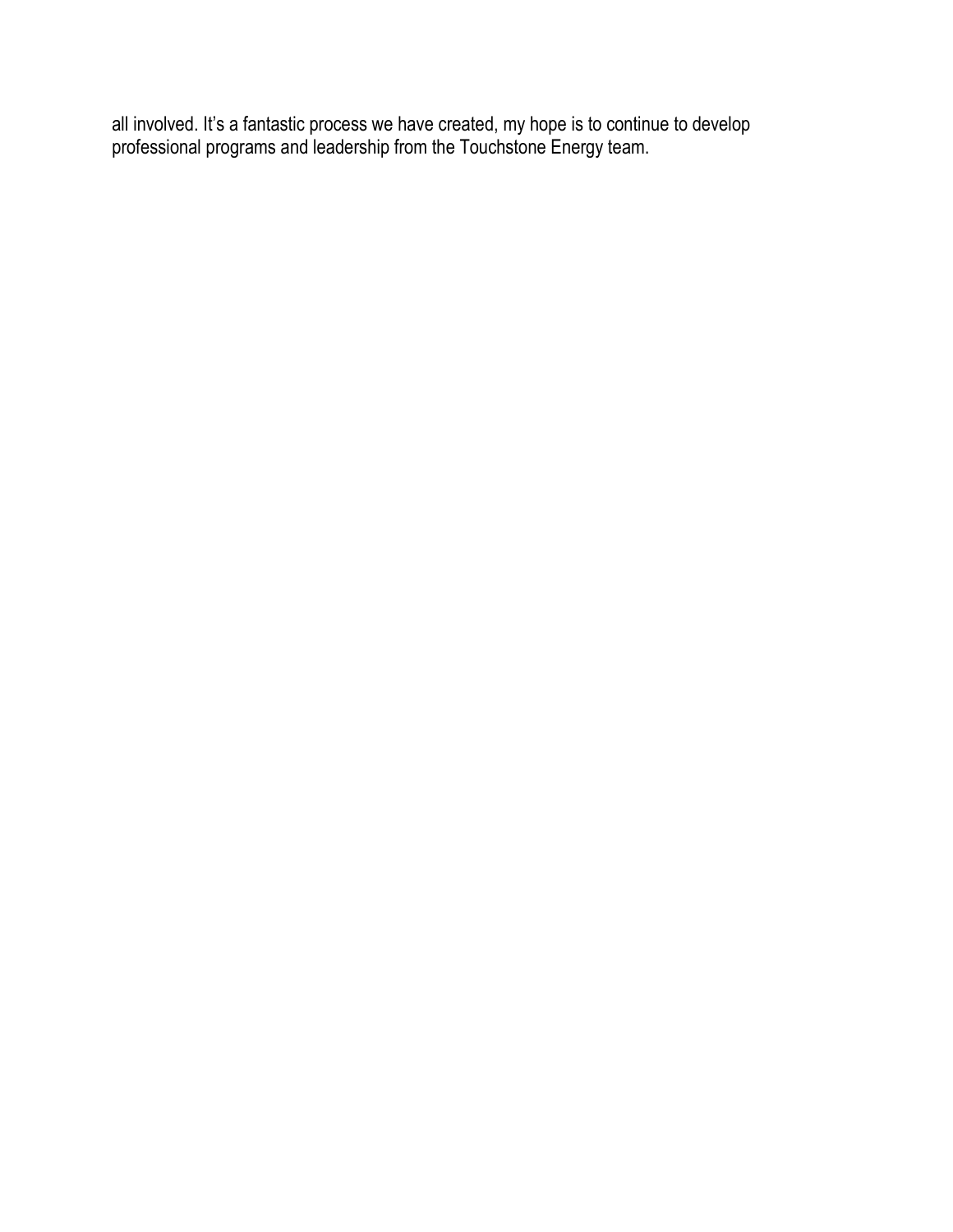all involved. It's a fantastic process we have created, my hope is to continue to develop professional programs and leadership from the Touchstone Energy team.